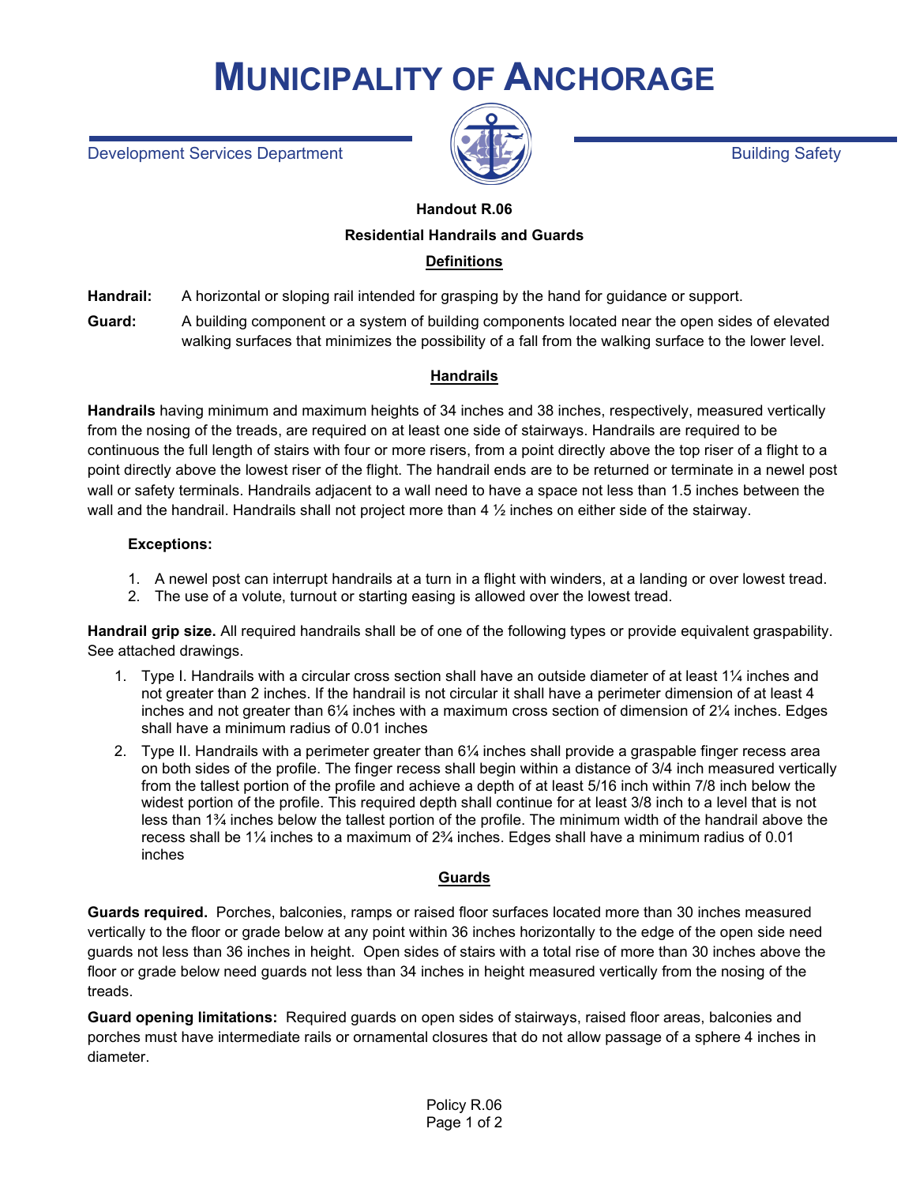# MUNICIPALITY OF ANCHORAGE

Development Services Department | Building Safety

**Handout R.06**

**Residential Handrails and Guards**

## Definitions

**Handrail:** A horizontal or sloping rail intended for grasping by the hand for guidance or support.

**Guard:** A building component or a system of building components located near the open sides of elevated walking surfaces that minimizes the possibility of a fall from the walking surface to the lower level.

## Handrails

**Handrails** having minimum and maximum heights of 34 inches and 38 inches, respectively, measured vertically from the nosing of the treads, are required on at least one side of stairways. Handrails are required to be continuous the full length of stairs with four or more risers, from a point directly above the top riser of a flight to a point directly above the lowest riser of the flight. The handrail ends are to be returned or terminate in a newel post wall or safety terminals. Handrails adjacent to a wall need to have a space not less than 1.5 inches between the wall and the handrail. Handrails shall not project more than 4 ½ inches on either side of the stairway.

**Exceptions:**

1. A newel post can interrupt handrails at a turn in a flight with winders, at a landing or over lowest tread.
2. The use of a volute, turnout or starting easing is allowed over the lowest tread.

**Handrail grip size.** All required handrails shall be of one of the following types or provide equivalent graspability. See attached drawings.

1. Type I. Handrails with a circular cross section shall have an outside diameter of at least 1¼ inches and not greater than 2 inches. If the handrail is not circular it shall have a perimeter dimension of at least 4 inches and not greater than 6¼ inches with a maximum cross section of dimension of 2¼ inches. Edges shall have a minimum radius of 0.01 inches
2. Type II. Handrails with a perimeter greater than 6¼ inches shall provide a graspable finger recess area on both sides of the profile. The finger recess shall begin within a distance of 3/4 inch measured vertically from the tallest portion of the profile and achieve a depth of at least 5/16 inch within 7/8 inch below the widest portion of the profile. This required depth shall continue for at least 3/8 inch to a level that is not less than 1¾ inches below the tallest portion of the profile. The minimum width of the handrail above the recess shall be 1¼ inches to a maximum of 2¾ inches. Edges shall have a minimum radius of 0.01 inches

## Guards

**Guards required.** Porches, balconies, ramps or raised floor surfaces located more than 30 inches measured vertically to the floor or grade below at any point within 36 inches horizontally to the edge of the open side need guards not less than 36 inches in height. Open sides of stairs with a total rise of more than 30 inches above the floor or grade below need guards not less than 34 inches in height measured vertically from the nosing of the treads.

**Guard opening limitations:** Required guards on open sides of stairways, raised floor areas, balconies and porches must have intermediate rails or ornamental closures that do not allow passage of a sphere 4 inches in diameter.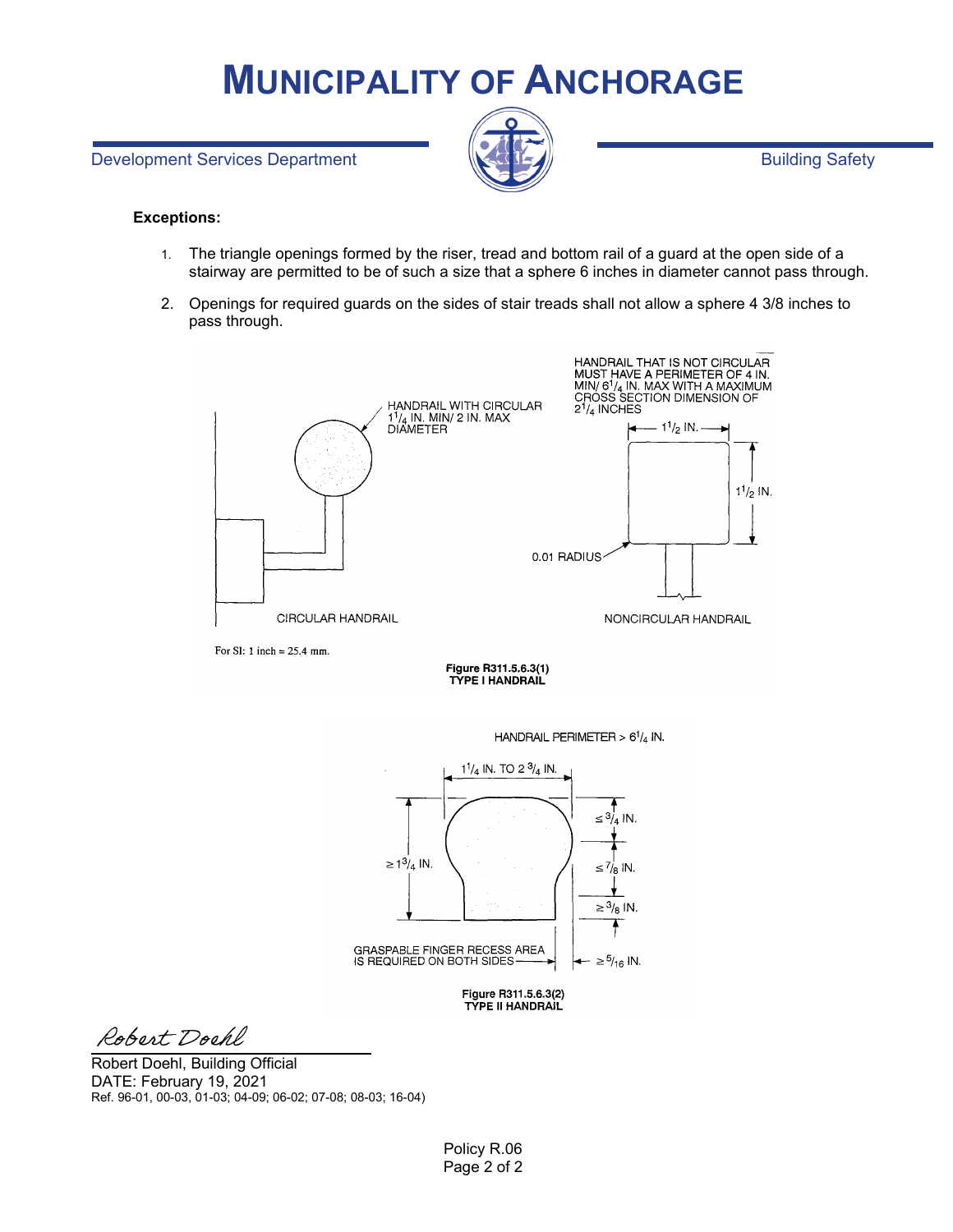**Exceptions:**

1. The triangle openings formed by the riser, tread and bottom rail of a guard at the open side of a stairway are permitted to be of such a size that a sphere 6 inches in diameter cannot pass through.
2. Openings for required guards on the sides of stair treads shall not allow a sphere 4 3/8 inches to pass through.

HANDRAIL WITH CIRCULAR 1 1/4 IN. MIN/ 2 IN. MAX DIAMETER

HANDRAIL THAT IS NOT CIRCULAR MUST HAVE A PERIMETER OF 4 IN. MIN/ 6 1/4 IN. MAX WITH A MAXIMUM CROSS SECTION DIMENSION OF 2 1/4 INCHES

1 1/2 IN.

1 1/2 IN.

0.01 RADIUS

CIRCULAR HANDRAIL

NONCIRCULAR HANDRAIL

For SI: 1 inch = 25.4 mm.

**Figure R311.5.6.3(1)**
**TYPE I HANDRAIL**

HANDRAIL PERIMETER > 6 1/4 IN.

1 1/4 IN. TO 2 3/4 IN.

≤ 3/4 IN.

≥ 1 3/4 IN.

≤ 7/8 IN.

≥ 3/8 IN.

GRASPABLE FINGER RECESS AREA IS REQUIRED ON BOTH SIDES

≥ 5/16 IN.

**Figure R311.5.6.3(2)**
**TYPE II HANDRAIL**

Robert Doehl

Robert Doehl, Building Official
DATE: February 19, 2021
Ref. 96-01, 00-03, 01-03; 04-09; 06-02; 07-08; 08-03; 16-04)

Policy R.06